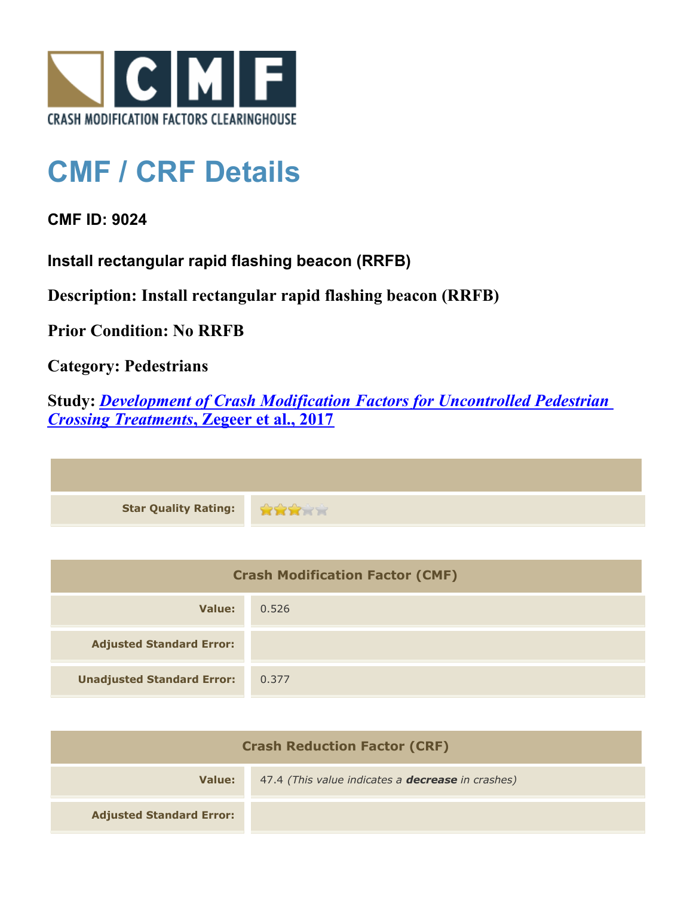# CMF / CRF Details

**CMF ID: 9024**

**Install rectangular rapid flashing beacon (RRFB)**

**Description: Install rectangular rapid flashing beacon (RRFB)**

**Prior Condition: No RRFB**

**Category: Pedestrians**

**Study:** ***Development of Crash Modification Factors for Uncontrolled Pedestrian Crossing Treatments*****, Zegeer et al., 2017**

| | |
|---|---|
| **Star Quality Rating:** | ★★★☆☆ |

| Crash Modification Factor (CMF) | |
|---|---|
| **Value:** | 0.526 |
| **Adjusted Standard Error:** | |
| **Unadjusted Standard Error:** | 0.377 |

| Crash Reduction Factor (CRF) | |
|---|---|
| **Value:** | 47.4 *(This value indicates a* ***decrease*** *in crashes)* |
| **Adjusted Standard Error:** | |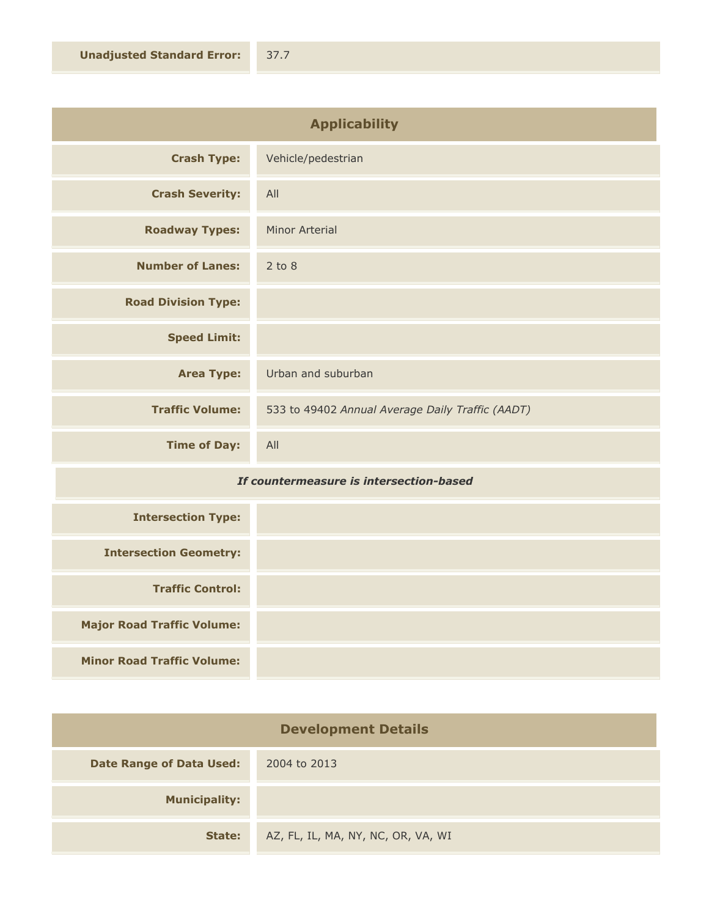| | |
|---|---|
| **Unadjusted Standard Error:** | 37.7 |

## Applicability

| | |
|---|---|
| **Crash Type:** | Vehicle/pedestrian |
| **Crash Severity:** | All |
| **Roadway Types:** | Minor Arterial |
| **Number of Lanes:** | 2 to 8 |
| **Road Division Type:** | |
| **Speed Limit:** | |
| **Area Type:** | Urban and suburban |
| **Traffic Volume:** | 533 to 49402 *Annual Average Daily Traffic (AADT)* |
| **Time of Day:** | All |
| ***If countermeasure is intersection-based*** | |
| **Intersection Type:** | |
| **Intersection Geometry:** | |
| **Traffic Control:** | |
| **Major Road Traffic Volume:** | |
| **Minor Road Traffic Volume:** | |

## Development Details

| | |
|---|---|
| **Date Range of Data Used:** | 2004 to 2013 |
| **Municipality:** | |
| **State:** | AZ, FL, IL, MA, NY, NC, OR, VA, WI |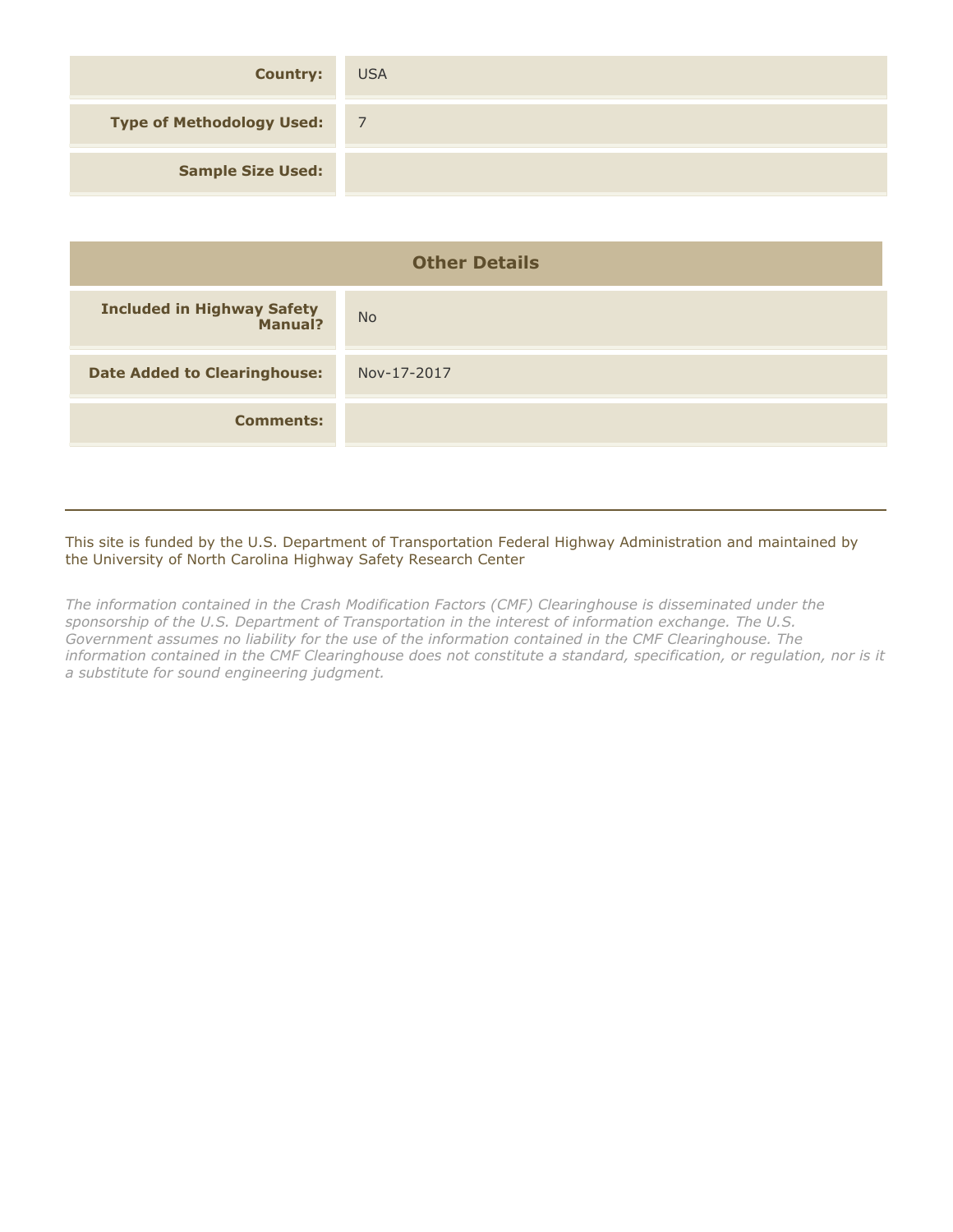| | |
|---|---|
| **Country:** | USA |
| **Type of Methodology Used:** | 7 |
| **Sample Size Used:** | |

## Other Details

| | |
|---|---|
| **Included in Highway Safety Manual?** | No |
| **Date Added to Clearinghouse:** | Nov-17-2017 |
| **Comments:** | |

---

This site is funded by the U.S. Department of Transportation Federal Highway Administration and maintained by the University of North Carolina Highway Safety Research Center

*The information contained in the Crash Modification Factors (CMF) Clearinghouse is disseminated under the sponsorship of the U.S. Department of Transportation in the interest of information exchange. The U.S. Government assumes no liability for the use of the information contained in the CMF Clearinghouse. The information contained in the CMF Clearinghouse does not constitute a standard, specification, or regulation, nor is it a substitute for sound engineering judgment.*